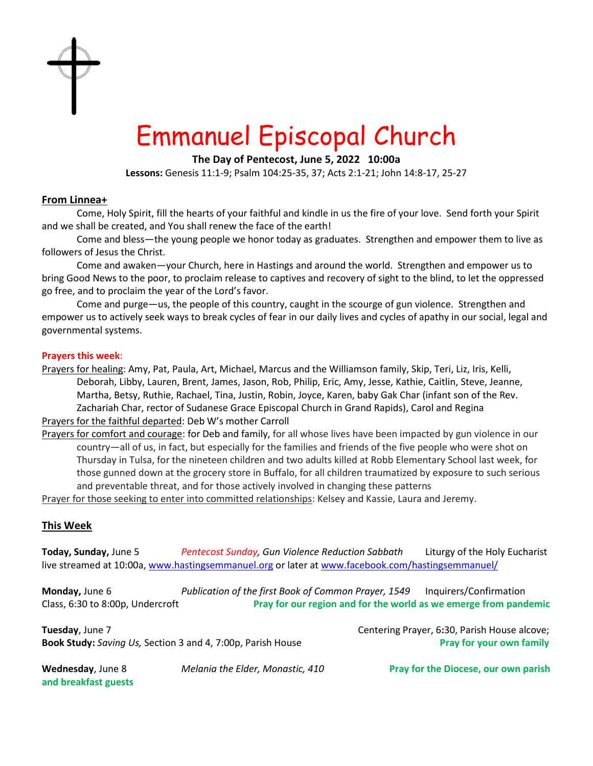# Emmanuel Episcopal Church

**The Day of Pentecost, June 5, 2022 10:00a**

**Lessons:** Genesis 11:1-9; Psalm 104:25-35, 37; Acts 2:1-21; John 14:8-17, 25-27

## From Linnea+

Come, Holy Spirit, fill the hearts of your faithful and kindle in us the fire of your love. Send forth your Spirit and we shall be created, and You shall renew the face of the earth!

Come and bless—the young people we honor today as graduates. Strengthen and empower them to live as followers of Jesus the Christ.

Come and awaken—your Church, here in Hastings and around the world. Strengthen and empower us to bring Good News to the poor, to proclaim release to captives and recovery of sight to the blind, to let the oppressed go free, and to proclaim the year of the Lord's favor.

Come and purge—us, the people of this country, caught in the scourge of gun violence. Strengthen and empower us to actively seek ways to break cycles of fear in our daily lives and cycles of apathy in our social, legal and governmental systems.

**Prayers this week**:

Prayers for healing: Amy, Pat, Paula, Art, Michael, Marcus and the Williamson family, Skip, Teri, Liz, Iris, Kelli, Deborah, Libby, Lauren, Brent, James, Jason, Rob, Philip, Eric, Amy, Jesse, Kathie, Caitlin, Steve, Jeanne, Martha, Betsy, Ruthie, Rachael, Tina, Justin, Robin, Joyce, Karen, baby Gak Char (infant son of the Rev. Zachariah Char, rector of Sudanese Grace Episcopal Church in Grand Rapids), Carol and Regina

Prayers for the faithful departed: Deb W's mother Carroll

Prayers for comfort and courage: for Deb and family, for all whose lives have been impacted by gun violence in our country—all of us, in fact, but especially for the families and friends of the five people who were shot on Thursday in Tulsa, for the nineteen children and two adults killed at Robb Elementary School last week, for those gunned down at the grocery store in Buffalo, for all children traumatized by exposure to such serious and preventable threat, and for those actively involved in changing these patterns

Prayer for those seeking to enter into committed relationships: Kelsey and Kassie, Laura and Jeremy.

## This Week

**Today, Sunday,** June 5 *Pentecost Sunday, Gun Violence Reduction Sabbath* Liturgy of the Holy Eucharist live streamed at 10:00a, www.hastingsemmanuel.org or later at www.facebook.com/hastingsemmanuel/

**Monday,** June 6 *Publication of the first Book of Common Prayer, 1549* Inquirers/Confirmation Class, 6:30 to 8:00p, Undercroft **Pray for our region and for the world as we emerge from pandemic**

**Tuesday**, June 7 Centering Prayer, 6:30, Parish House alcove; **Book Study:** *Saving Us,* Section 3 and 4, 7:00p, Parish House **Pray for your own family**

**Wednesday**, June 8 *Melania the Elder, Monastic, 410* **Pray for the Diocese, our own parish and breakfast guests**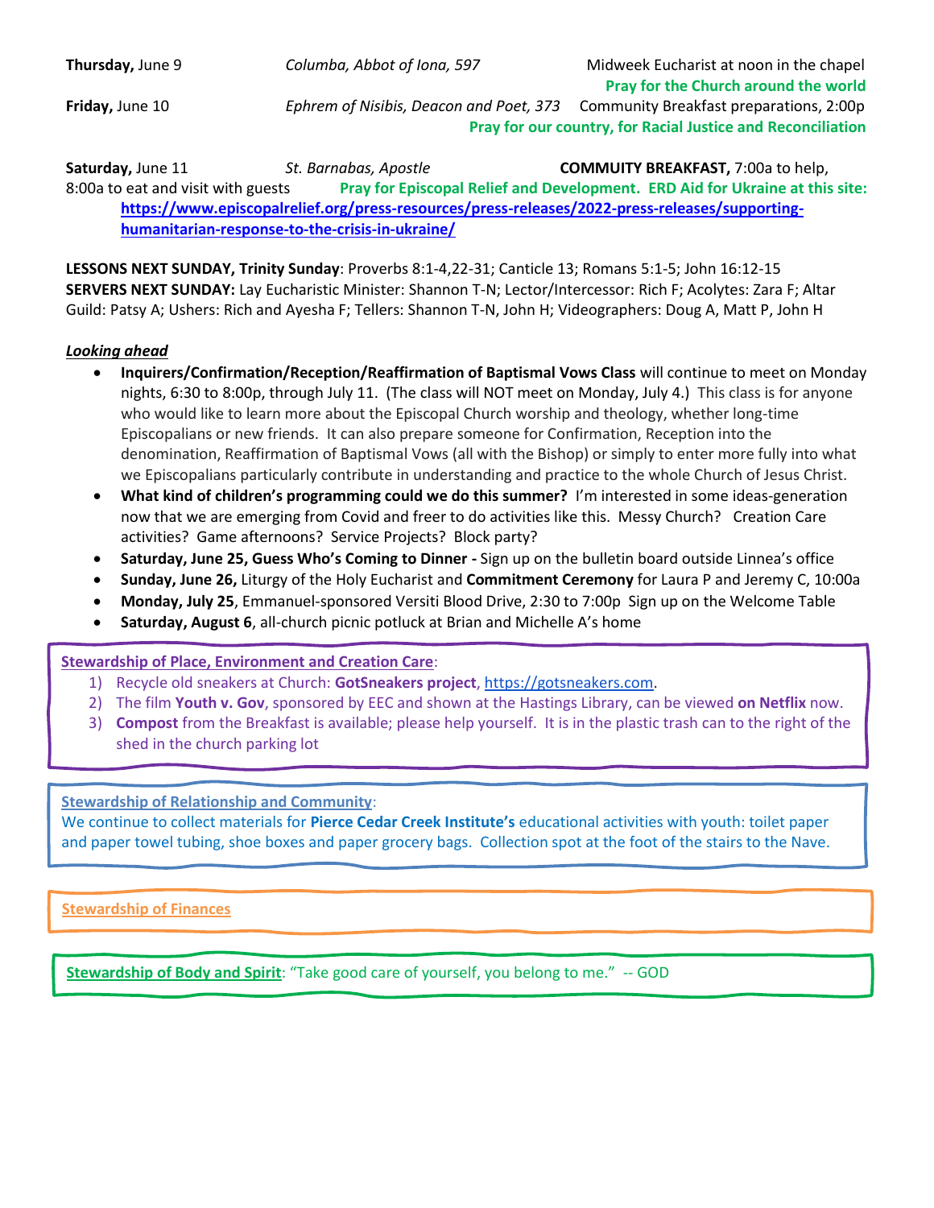**Thursday,** June 9 *Columba, Abbot of Iona, 597* Midweek Eucharist at noon in the chapel

**Pray for the Church around the world**

**Friday,** June 10 *Ephrem of Nisibis, Deacon and Poet, 373* Community Breakfast preparations, 2:00p

**Pray for our country, for Racial Justice and Reconciliation**

**Saturday,** June 11 *St. Barnabas, Apostle* **COMMUITY BREAKFAST,** 7:00a to help, 8:00a to eat and visit with guests **Pray for Episcopal Relief and Development. ERD Aid for Ukraine at this site: https://www.episcopalrelief.org/press-resources/press-releases/2022-press-releases/supporting-humanitarian-response-to-the-crisis-in-ukraine/**

**LESSONS NEXT SUNDAY, Trinity Sunday**: Proverbs 8:1-4,22-31; Canticle 13; Romans 5:1-5; John 16:12-15

**SERVERS NEXT SUNDAY:** Lay Eucharistic Minister: Shannon T-N; Lector/Intercessor: Rich F; Acolytes: Zara F; Altar Guild: Patsy A; Ushers: Rich and Ayesha F; Tellers: Shannon T-N, John H; Videographers: Doug A, Matt P, John H

***Looking ahead***

- **Inquirers/Confirmation/Reception/Reaffirmation of Baptismal Vows Class** will continue to meet on Monday nights, 6:30 to 8:00p, through July 11. (The class will NOT meet on Monday, July 4.) This class is for anyone who would like to learn more about the Episcopal Church worship and theology, whether long-time Episcopalians or new friends. It can also prepare someone for Confirmation, Reception into the denomination, Reaffirmation of Baptismal Vows (all with the Bishop) or simply to enter more fully into what we Episcopalians particularly contribute in understanding and practice to the whole Church of Jesus Christ.
- **What kind of children's programming could we do this summer?** I'm interested in some ideas-generation now that we are emerging from Covid and freer to do activities like this. Messy Church? Creation Care activities? Game afternoons? Service Projects? Block party?
- **Saturday, June 25, Guess Who's Coming to Dinner -** Sign up on the bulletin board outside Linnea's office
- **Sunday, June 26,** Liturgy of the Holy Eucharist and **Commitment Ceremony** for Laura P and Jeremy C, 10:00a
- **Monday, July 25**, Emmanuel-sponsored Versiti Blood Drive, 2:30 to 7:00p Sign up on the Welcome Table
- **Saturday, August 6**, all-church picnic potluck at Brian and Michelle A's home

Stewardship of Place, Environment and Creation Care:

1) Recycle old sneakers at Church: **GotSneakers project**, https://gotsneakers.com.
2) The film **Youth v. Gov**, sponsored by EEC and shown at the Hastings Library, can be viewed **on Netflix** now.
3) **Compost** from the Breakfast is available; please help yourself. It is in the plastic trash can to the right of the shed in the church parking lot

Stewardship of Relationship and Community:

We continue to collect materials for **Pierce Cedar Creek Institute's** educational activities with youth: toilet paper and paper towel tubing, shoe boxes and paper grocery bags. Collection spot at the foot of the stairs to the Nave.

Stewardship of Finances

Stewardship of Body and Spirit: "Take good care of yourself, you belong to me." -- GOD